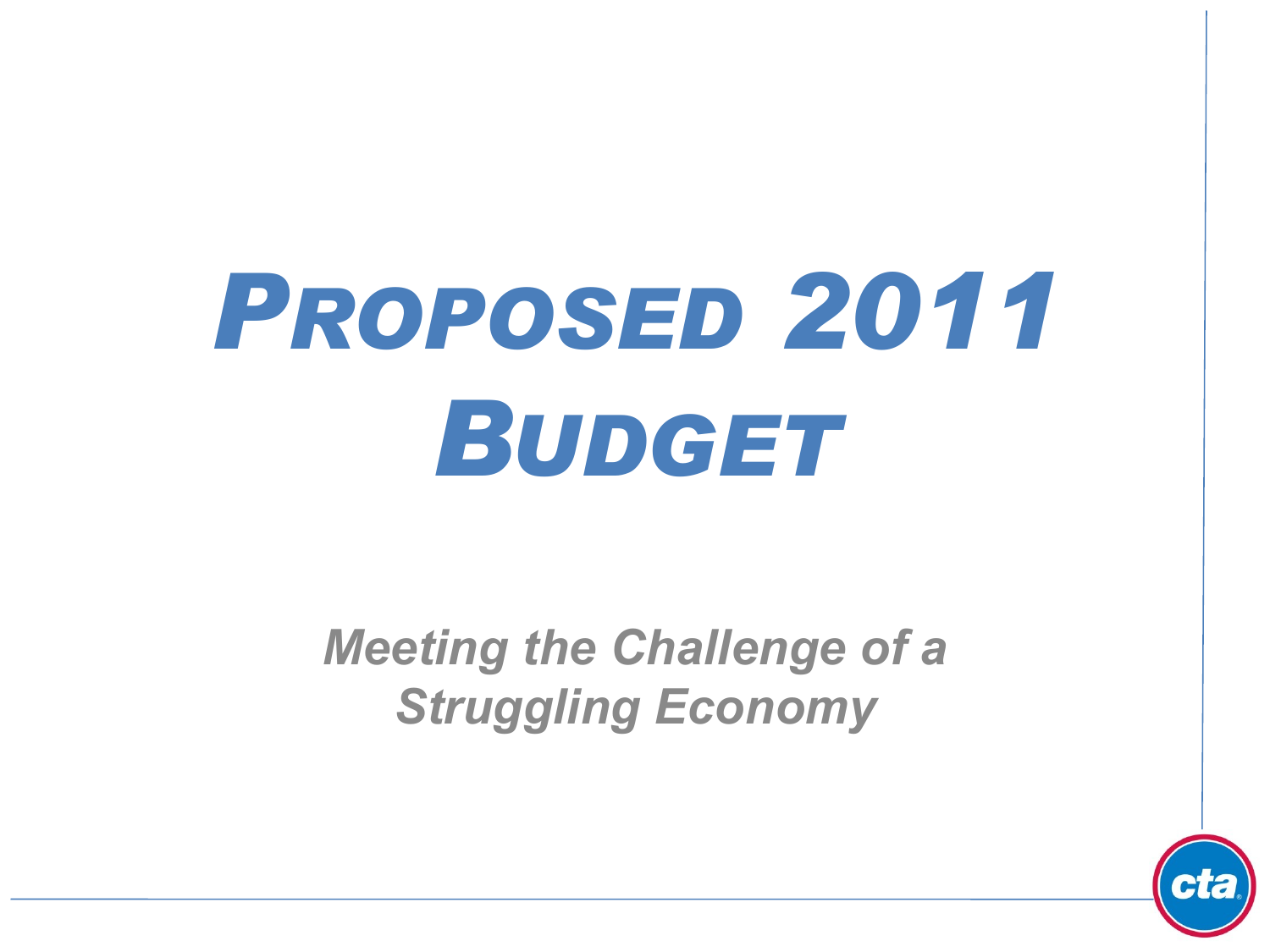# PROPOSED 2011 BUDGET

*Meeting the Challenge of a Struggling Economy*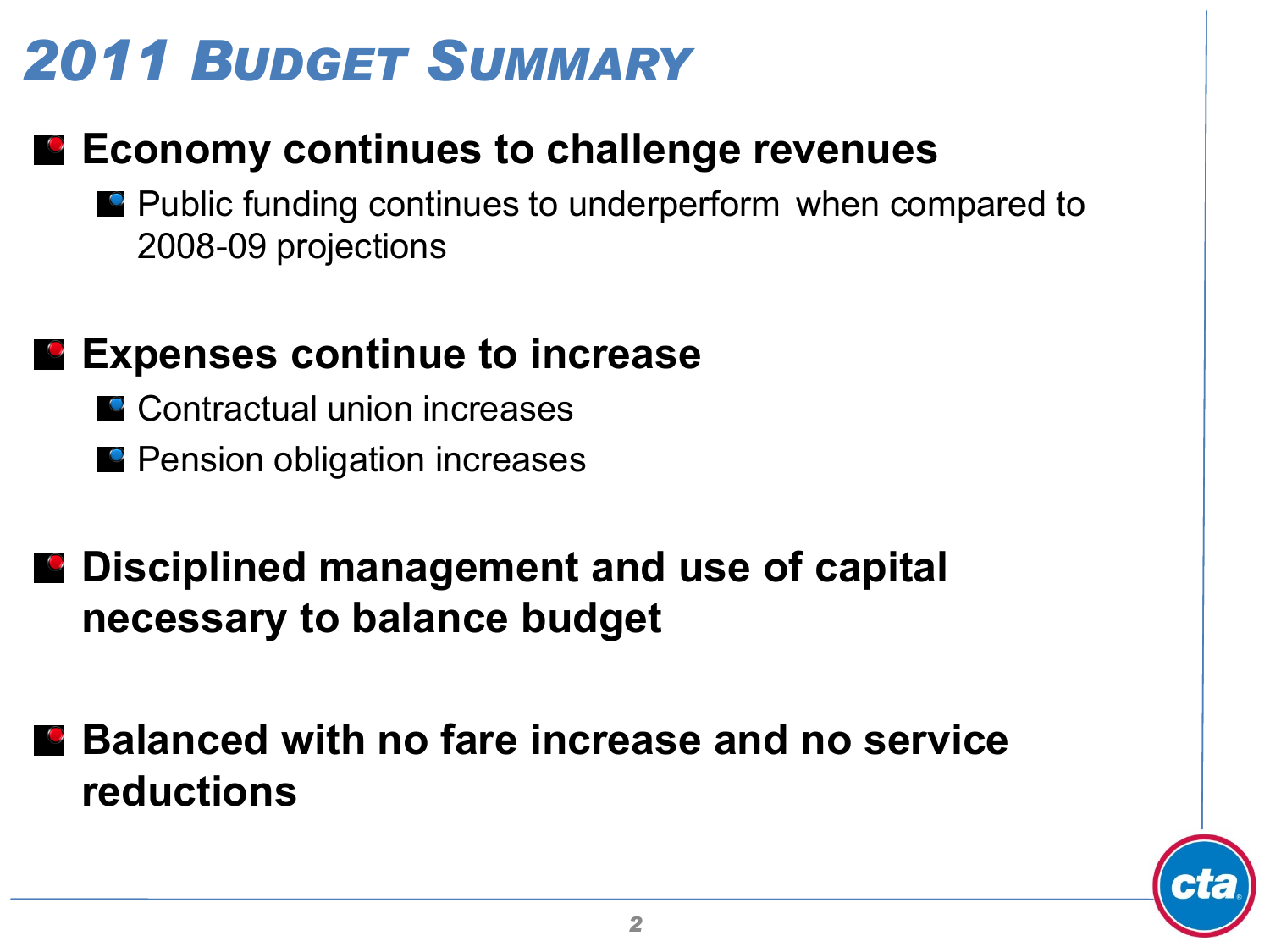# 2011 Budget Summary

- **Economy continues to challenge revenues**
  - Public funding continues to underperform when compared to 2008-09 projections
- **Expenses continue to increase**
  - Contractual union increases
  - Pension obligation increases
- **Disciplined management and use of capital necessary to balance budget**
- **Balanced with no fare increase and no service reductions**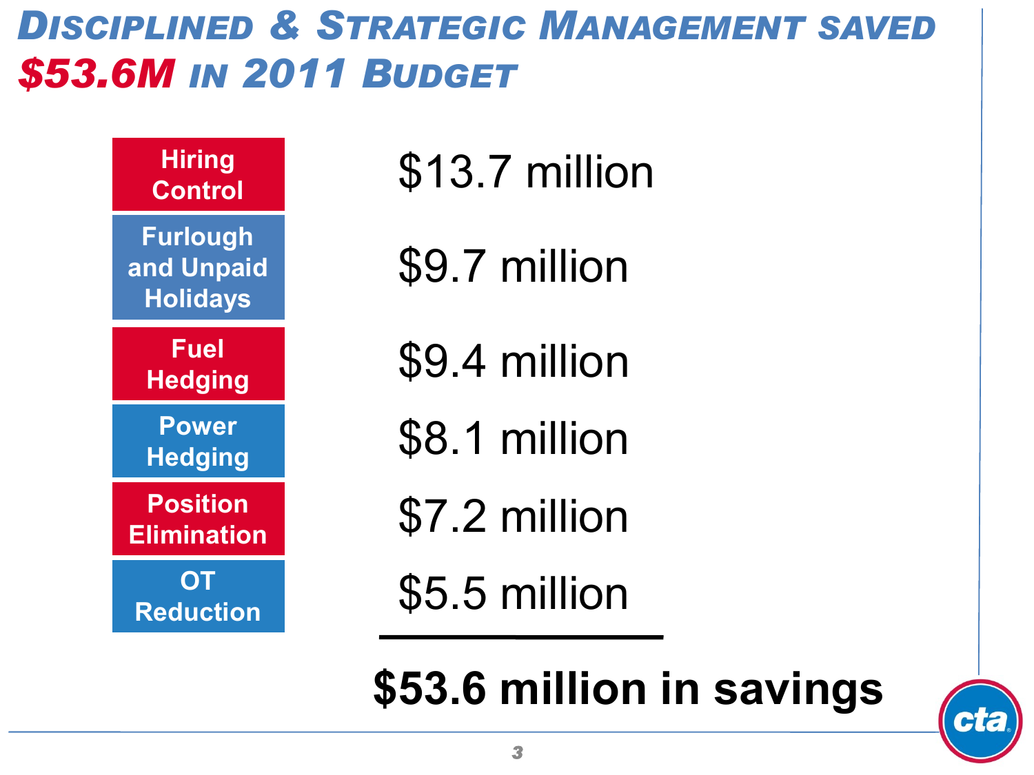# Disciplined & Strategic Management saved $53.6M in 2011 Budget

| | |
|---|---|
| Hiring Control | $13.7 million |
| Furlough and Unpaid Holidays | $9.7 million |
| Fuel Hedging | $9.4 million |
| Power Hedging | $8.1 million |
| Position Elimination | $7.2 million |
| OT Reduction | $5.5 million |

**$53.6 million in savings**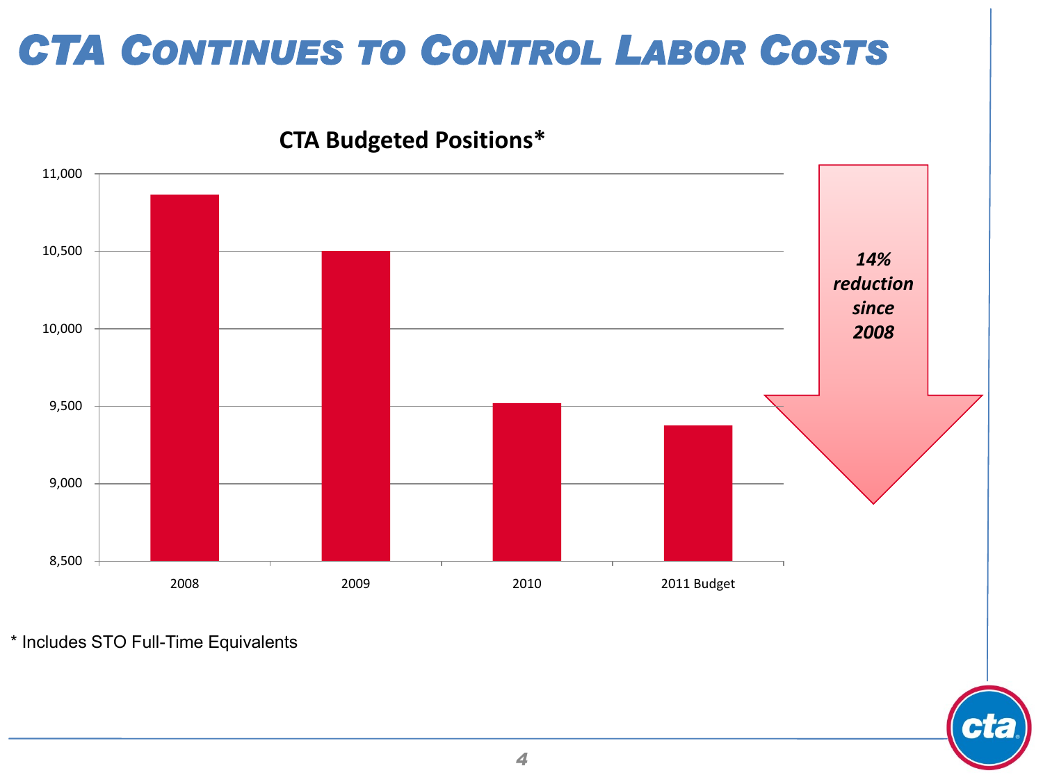# CTA Continues to Control Labor Costs

**CTA Budgeted Positions***

11,000
10,500
10,000
9,500
9,000
8,500

2008
2009
2010
2011 Budget

*14% reduction since 2008*

* Includes STO Full-Time Equivalents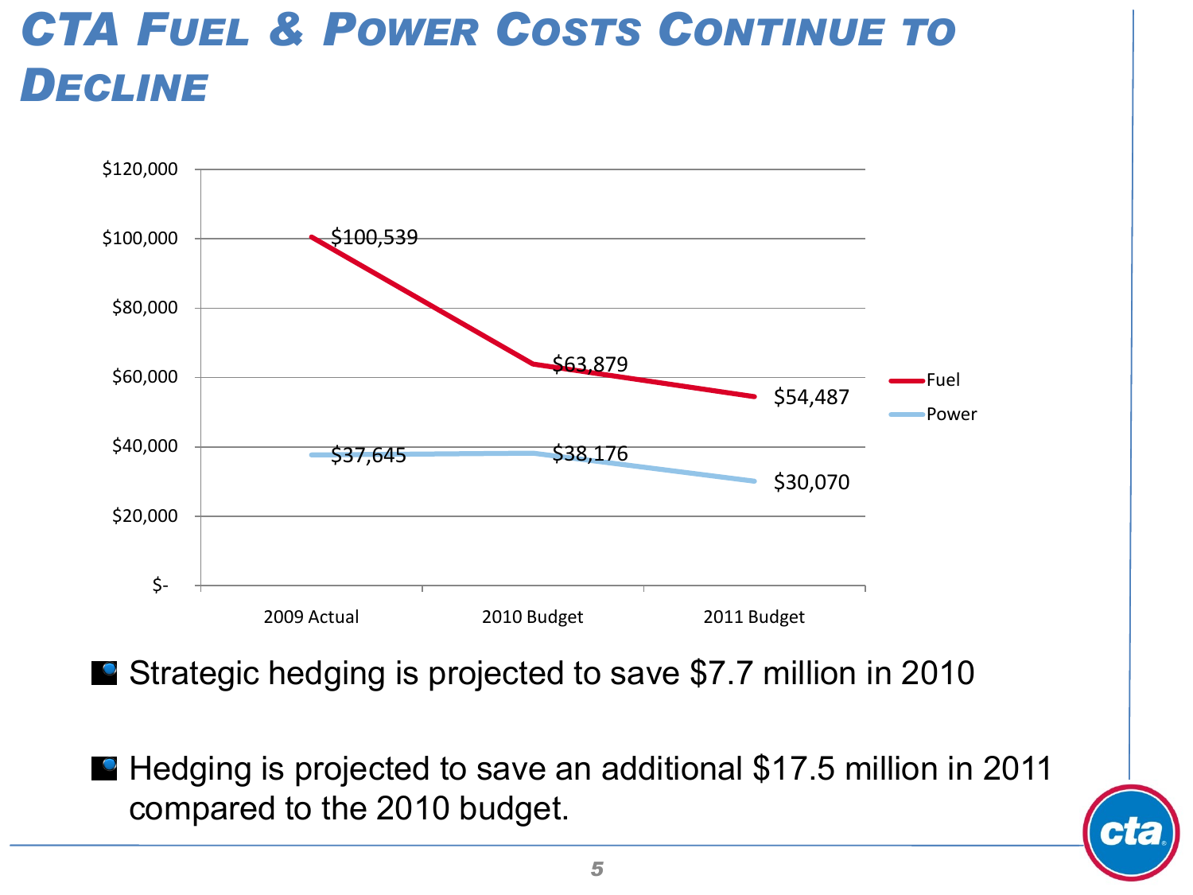# CTA Fuel & Power Costs Continue to Decline

$120,000
$100,000
$80,000
$60,000
$40,000
$20,000
$-

2009 Actual
2010 Budget
2011 Budget

Fuel
Power

$100,539
$63,879
$54,487
$37,645
$38,176
$30,070

- Strategic hedging is projected to save $7.7 million in 2010
- Hedging is projected to save an additional $17.5 million in 2011 compared to the 2010 budget.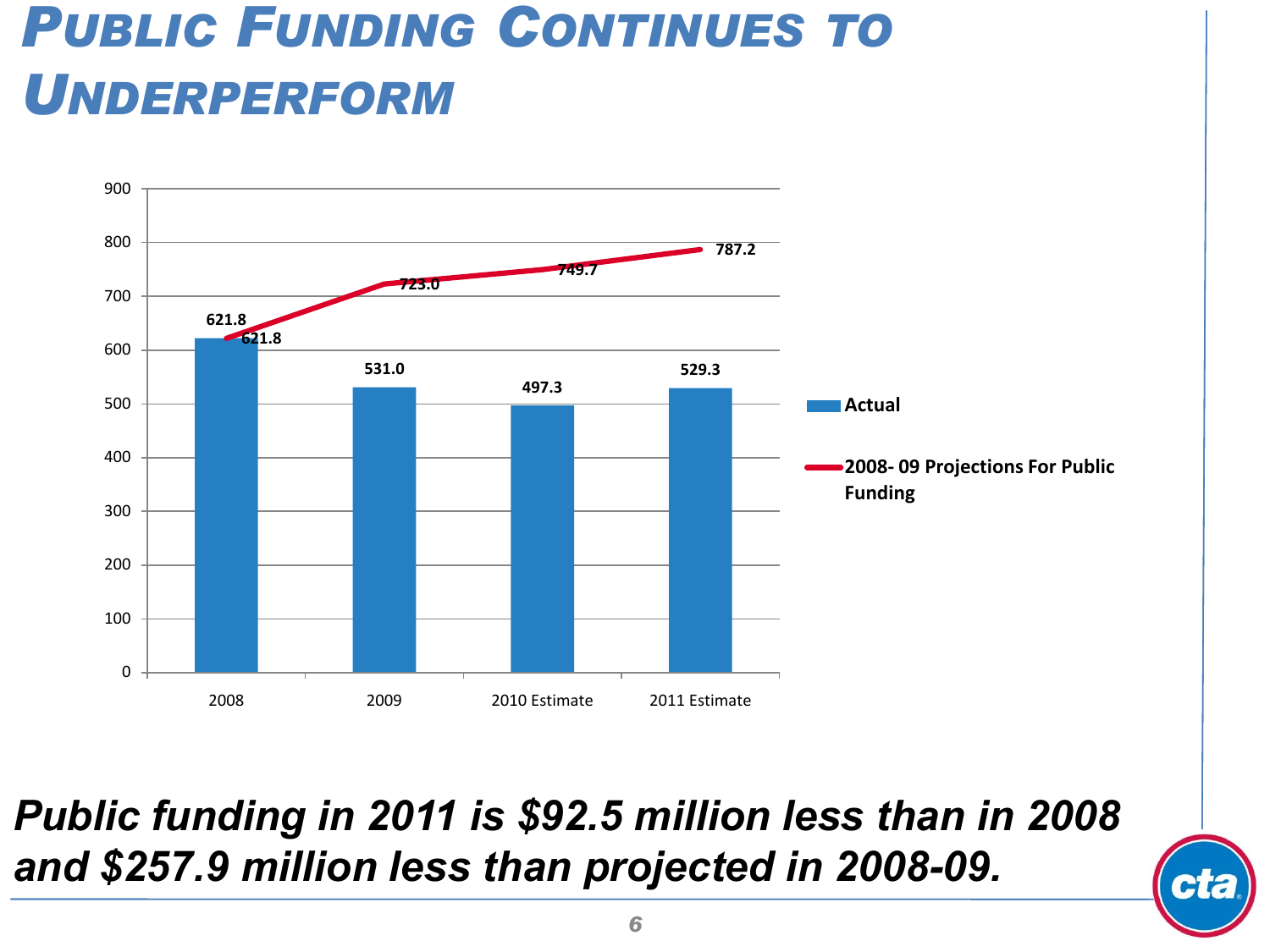# Public Funding Continues to Underperform

900
800
700
600
500
400
300
200
100
0

621.8
621.8
723.0
749.7
787.2
531.0
497.3
529.3

2008
2009
2010 Estimate
2011 Estimate

Actual

2008- 09 Projections For Public Funding

***Public funding in 2011 is $92.5 million less than in 2008 and $257.9 million less than projected in 2008-09.***

cta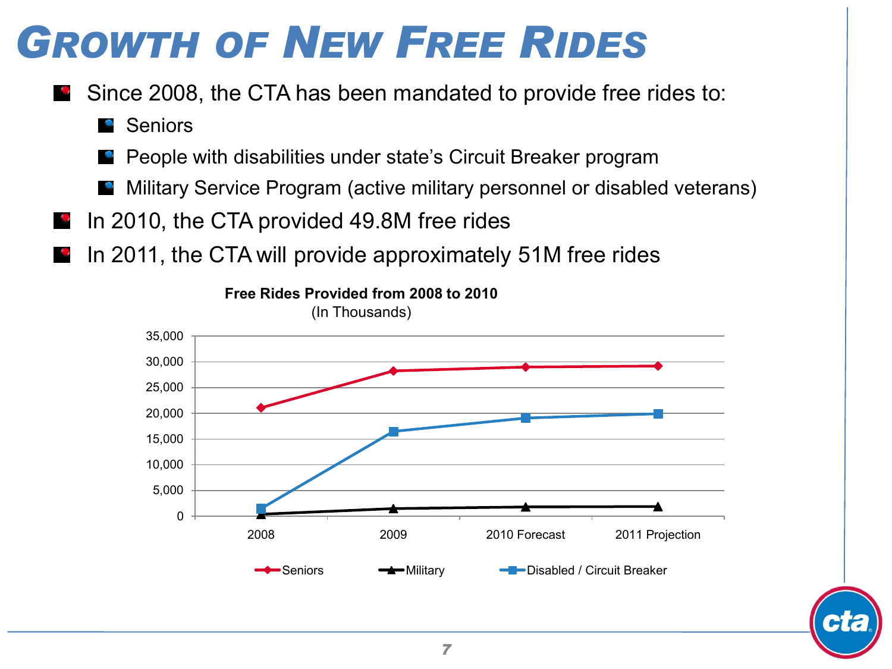# Growth of New Free Rides

- Since 2008, the CTA has been mandated to provide free rides to:
  - Seniors
  - People with disabilities under state's Circuit Breaker program
  - Military Service Program (active military personnel or disabled veterans)
- In 2010, the CTA provided 49.8M free rides
- In 2011, the CTA will provide approximately 51M free rides

**Free Rides Provided from 2008 to 2010**
(In Thousands)

35,000
30,000
25,000
20,000
15,000
10,000
5,000
0

2008
2009
2010 Forecast
2011 Projection

Seniors
Military
Disabled / Circuit Breaker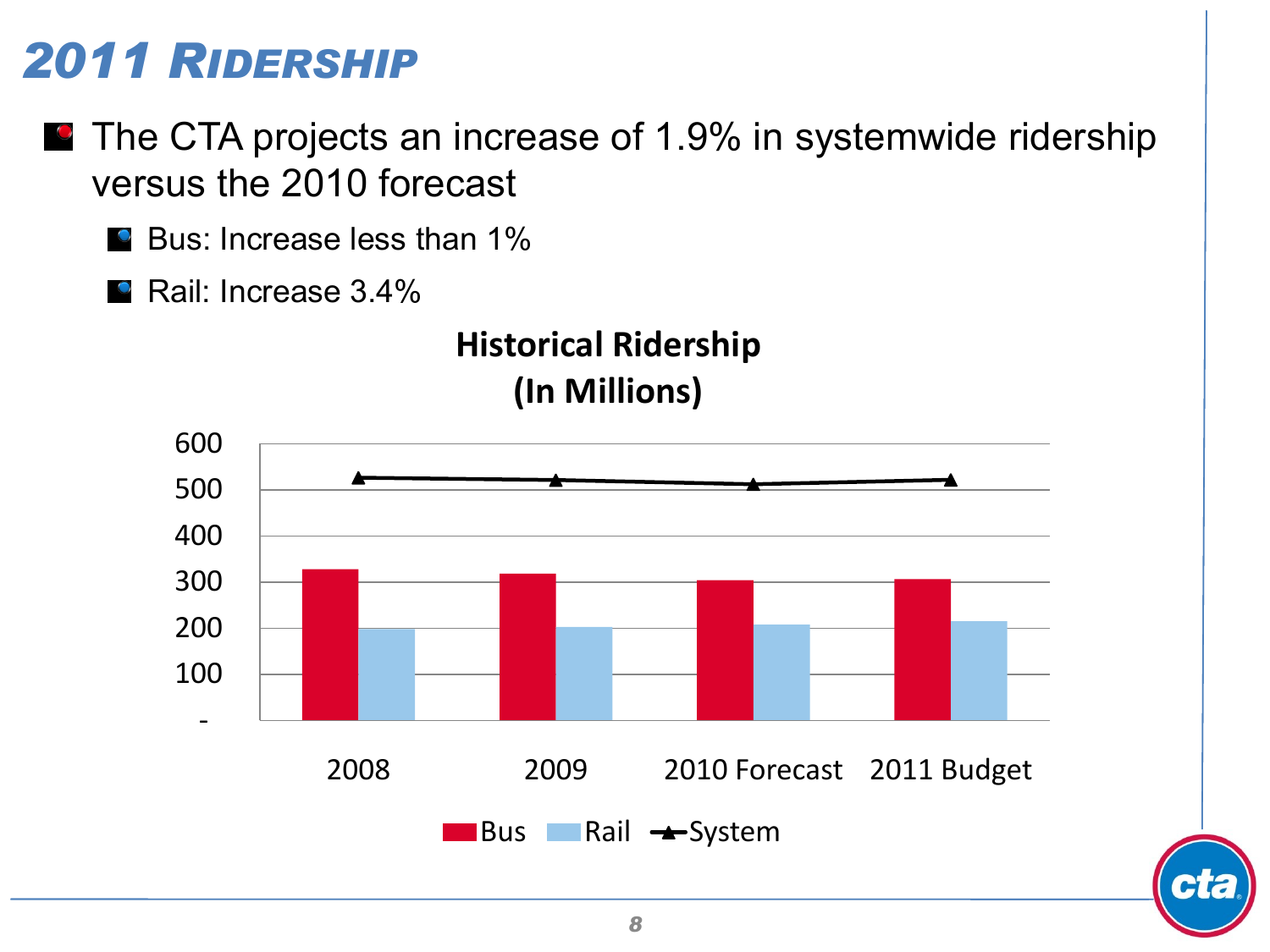# 2011 RIDERSHIP

- The CTA projects an increase of 1.9% in systemwide ridership versus the 2010 forecast
  - Bus: Increase less than 1%
  - Rail: Increase 3.4%

**Historical Ridership**
**(In Millions)**

600
500
400
300
200
100
-

2008
2009
2010 Forecast
2011 Budget

Bus
Rail
System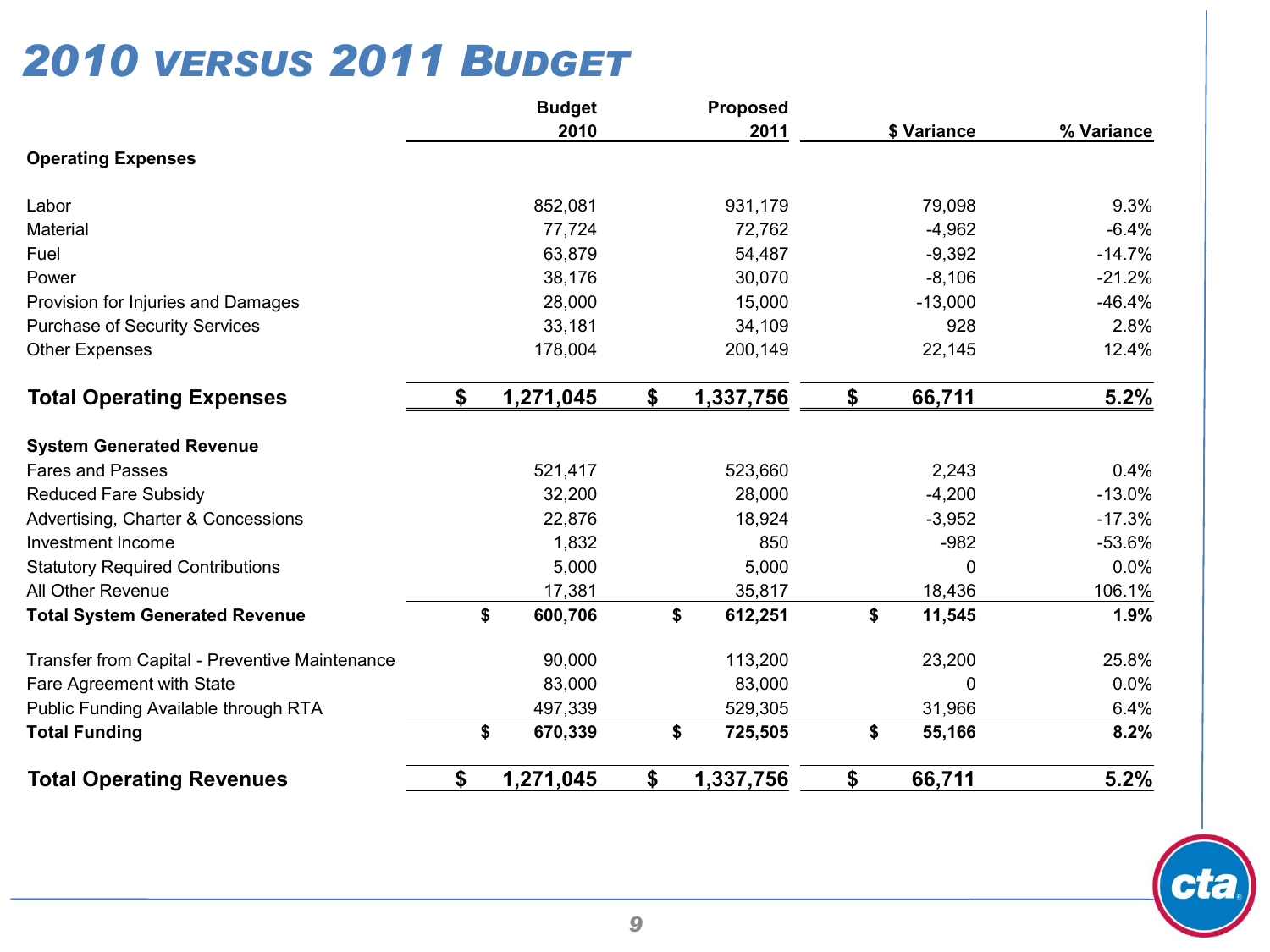# 2010 VERSUS 2011 BUDGET

| | Budget 2010 | Proposed 2011 | $ Variance | % Variance |
|---|---|---|---|---|
| **Operating Expenses** | | | | |
| Labor | 852,081 | 931,179 | 79,098 | 9.3% |
| Material | 77,724 | 72,762 | -4,962 | -6.4% |
| Fuel | 63,879 | 54,487 | -9,392 | -14.7% |
| Power | 38,176 | 30,070 | -8,106 | -21.2% |
| Provision for Injuries and Damages | 28,000 | 15,000 | -13,000 | -46.4% |
| Purchase of Security Services | 33,181 | 34,109 | 928 | 2.8% |
| Other Expenses | 178,004 | 200,149 | 22,145 | 12.4% |
| **Total Operating Expenses** | **$ 1,271,045** | **$ 1,337,756** | **$ 66,711** | **5.2%** |
| **System Generated Revenue** | | | | |
| Fares and Passes | 521,417 | 523,660 | 2,243 | 0.4% |
| Reduced Fare Subsidy | 32,200 | 28,000 | -4,200 | -13.0% |
| Advertising, Charter & Concessions | 22,876 | 18,924 | -3,952 | -17.3% |
| Investment Income | 1,832 | 850 | -982 | -53.6% |
| Statutory Required Contributions | 5,000 | 5,000 | 0 | 0.0% |
| All Other Revenue | 17,381 | 35,817 | 18,436 | 106.1% |
| **Total System Generated Revenue** | **$ 600,706** | **$ 612,251** | **$ 11,545** | **1.9%** |
| Transfer from Capital - Preventive Maintenance | 90,000 | 113,200 | 23,200 | 25.8% |
| Fare Agreement with State | 83,000 | 83,000 | 0 | 0.0% |
| Public Funding Available through RTA | 497,339 | 529,305 | 31,966 | 6.4% |
| **Total Funding** | **$ 670,339** | **$ 725,505** | **$ 55,166** | **8.2%** |
| **Total Operating Revenues** | **$ 1,271,045** | **$ 1,337,756** | **$ 66,711** | **5.2%** |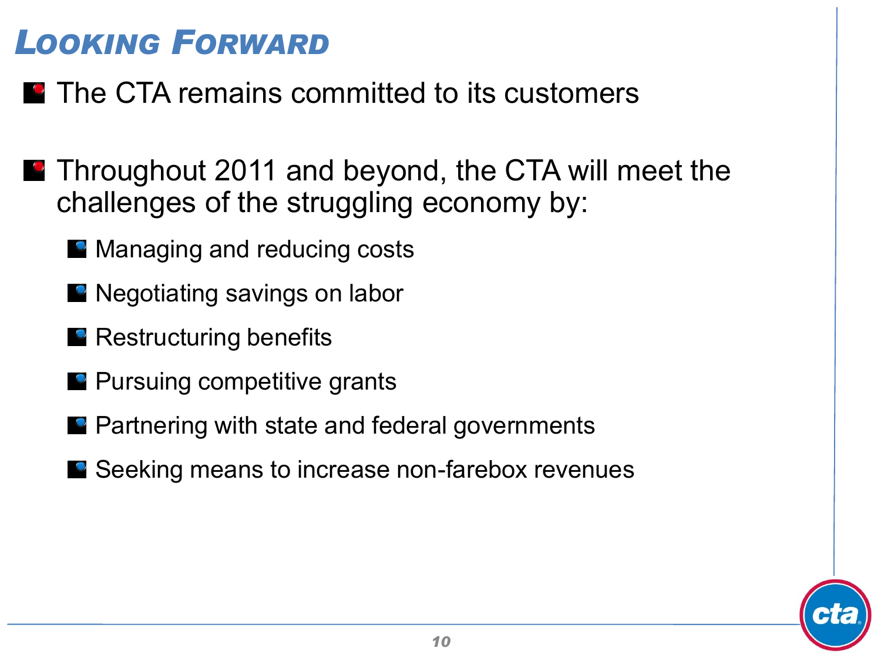# Looking Forward

- The CTA remains committed to its customers
- Throughout 2011 and beyond, the CTA will meet the challenges of the struggling economy by:
  - Managing and reducing costs
  - Negotiating savings on labor
  - Restructuring benefits
  - Pursuing competitive grants
  - Partnering with state and federal governments
  - Seeking means to increase non-farebox revenues